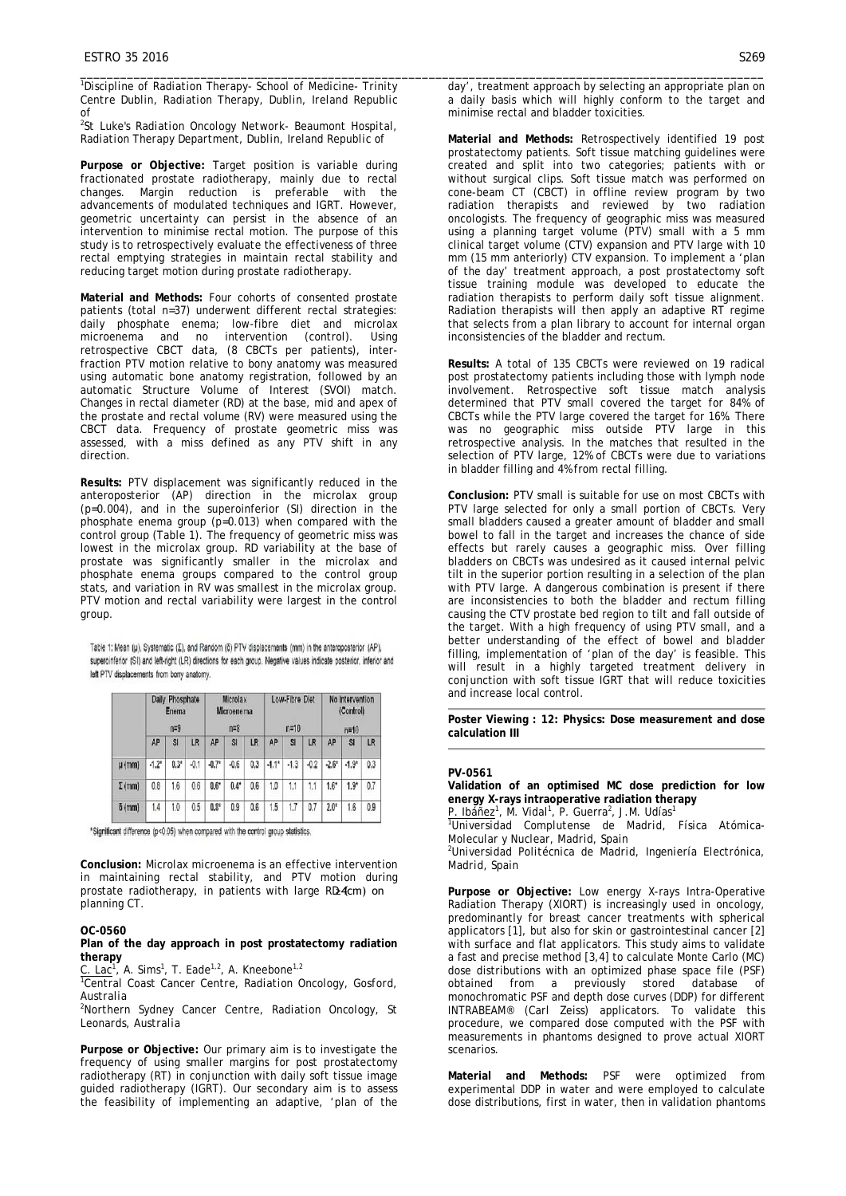[1]Discipline of Radiation Therapy- School of Medicine- Trinity Centre Dublin, Radiation Therapy, Dublin, Ireland Republic of

[2]St Luke's Radiation Oncology Network- Beaumont Hospital, Radiation Therapy Department, Dublin, Ireland Republic of

**Purpose or Objective:** Target position is variable during fractionated prostate radiotherapy, mainly due to rectal changes. Margin reduction is preferable with the advancements of modulated techniques and IGRT. However, geometric uncertainty can persist in the absence of an intervention to minimise rectal motion. The purpose of this study is to retrospectively evaluate the effectiveness of three rectal emptying strategies in maintain rectal stability and reducing target motion during prostate radiotherapy.

**Material and Methods:** Four cohorts of consented prostate patients (total n=37) underwent different rectal strategies: daily phosphate enema; low-fibre diet and microlax microenema and no intervention (control). Using retrospective CBCT data, (8 CBCTs per patients), inter-fraction PTV motion relative to bony anatomy was measured using automatic bone anatomy registration, followed by an automatic Structure Volume of Interest (SVOI) match. Changes in rectal diameter (RD) at the base, mid and apex of the prostate and rectal volume (RV) were measured using the CBCT data. Frequency of prostate geometric miss was assessed, with a miss defined as any PTV shift in any direction.

**Results:** PTV displacement was significantly reduced in the anteroposterior (AP) direction in the microlax group (p=0.004), and in the superoinferior (SI) direction in the phosphate enema group (p=0.013) when compared with the control group (Table 1). The frequency of geometric miss was lowest in the microlax group. RD variability at the base of prostate was significantly smaller in the microlax and phosphate enema groups compared to the control group stats, and variation in RV was smallest in the microlax group. PTV motion and rectal variability were largest in the control group.

Table 1: Mean (μ), Systematic (Σ), and Random (δ) PTV displacements (mm) in the anteroposterior (AP), superoinferior (SI) and left-right (LR) directions for each group. Negative values indicate posterior, inferior and left PTV displacements from bony anatomy.

| | Daily Phosphate Enema | | | Microlax Microenema | | | Low-Fibre Diet | | | No Intervention (Control) | | |
|---|---|---|---|---|---|---|---|---|---|---|---|---|
| | n=9 | | | n=8 | | | n=10 | | | n=10 | | |
| | AP | SI | LR | AP | SI | LR | AP | SI | LR | AP | SI | LR |
| μ (mm) | -1.2* | 0.3* | -0.1 | -0.7* | -0.6 | 0.3 | -1.1* | -1.3 | -0.2 | -2.6* | -1.9* | 0.3 |
| Σ (mm) | 0.8 | 1.6 | 0.6 | 0.6* | 0.4* | 0.6 | 1.0 | 1.1 | 1.1 | 1.6* | 1.9* | 0.7 |
| δ (mm) | 1.4 | 1.0 | 0.5 | 0.8* | 0.9 | 0.6 | 1.5 | 1.7 | 0.7 | 2.0* | 1.6 | 0.9 |

*Significant difference (p<0.05) when compared with the control group statistics.

**Conclusion:** Microlax microenema is an effective intervention in maintaining rectal stability, and PTV motion during prostate radiotherapy, in patients with large RD≥4cm) on planning CT.

### OC-0560

**Plan of the day approach in post prostatectomy radiation therapy**

C. Lac[1], A. Sims[1], T. Eade[1,2], A. Kneebone[1,2]

[1]Central Coast Cancer Centre, Radiation Oncology, Gosford, Australia

[2]Northern Sydney Cancer Centre, Radiation Oncology, St Leonards, Australia

**Purpose or Objective:** Our primary aim is to investigate the frequency of using smaller margins for post prostatectomy radiotherapy (RT) in conjunction with daily soft tissue image guided radiotherapy (IGRT). Our secondary aim is to assess the feasibility of implementing an adaptive, 'plan of the day', treatment approach by selecting an appropriate plan on a daily basis which will highly conform to the target and minimise rectal and bladder toxicities.

**Material and Methods:** Retrospectively identified 19 post prostatectomy patients. Soft tissue matching guidelines were created and split into two categories; patients with or without surgical clips. Soft tissue match was performed on cone-beam CT (CBCT) in offline review program by two radiation therapists and reviewed by two radiation oncologists. The frequency of geographic miss was measured using a planning target volume (PTV) small with a 5 mm clinical target volume (CTV) expansion and PTV large with 10 mm (15 mm anteriorly) CTV expansion. To implement a 'plan of the day' treatment approach, a post prostatectomy soft tissue training module was developed to educate the radiation therapists to perform daily soft tissue alignment. Radiation therapists will then apply an adaptive RT regime that selects from a plan library to account for internal organ inconsistencies of the bladder and rectum.

**Results:** A total of 135 CBCTs were reviewed on 19 radical post prostatectomy patients including those with lymph node involvement. Retrospective soft tissue match analysis determined that PTV small covered the target for 84% of CBCTs while the PTV large covered the target for 16%. There was no geographic miss outside PTV large in this retrospective analysis. In the matches that resulted in the selection of PTV large, 12% of CBCTs were due to variations in bladder filling and 4% from rectal filling.

**Conclusion:** PTV small is suitable for use on most CBCTs with PTV large selected for only a small portion of CBCTs. Very small bladders caused a greater amount of bladder and small bowel to fall in the target and increases the chance of side effects but rarely causes a geographic miss. Over filling bladders on CBCTs was undesired as it caused internal pelvic tilt in the superior portion resulting in a selection of the plan with PTV large. A dangerous combination is present if there are inconsistencies to both the bladder and rectum filling causing the CTV prostate bed region to tilt and fall outside of the target. With a high frequency of using PTV small, and a better understanding of the effect of bowel and bladder filling, implementation of 'plan of the day' is feasible. This will result in a highly targeted treatment delivery in conjunction with soft tissue IGRT that will reduce toxicities and increase local control.

## Poster Viewing : 12: Physics: Dose measurement and dose calculation III

### PV-0561

**Validation of an optimised MC dose prediction for low energy X-rays intraoperative radiation therapy**

P. Ibáñez[1], M. Vidal[1], P. Guerra[2], J.M. Udías[1]

[1]Universidad Complutense de Madrid, Física Atómica-Molecular y Nuclear, Madrid, Spain

[2]Universidad Politécnica de Madrid, Ingeniería Electrónica, Madrid, Spain

**Purpose or Objective:** Low energy X-rays Intra-Operative Radiation Therapy (XIORT) is increasingly used in oncology, predominantly for breast cancer treatments with spherical applicators [1], but also for skin or gastrointestinal cancer [2] with surface and flat applicators. This study aims to validate a fast and precise method [3,4] to calculate Monte Carlo (MC) dose distributions with an optimized phase space file (PSF) obtained from a previously stored database of monochromatic PSF and depth dose curves (DDP) for different INTRABEAM® (Carl Zeiss) applicators. To validate this procedure, we compared dose computed with the PSF with measurements in phantoms designed to prove actual XIORT scenarios.

**Material and Methods:** PSF were optimized from experimental DDP in water and were employed to calculate dose distributions, first in water, then in validation phantoms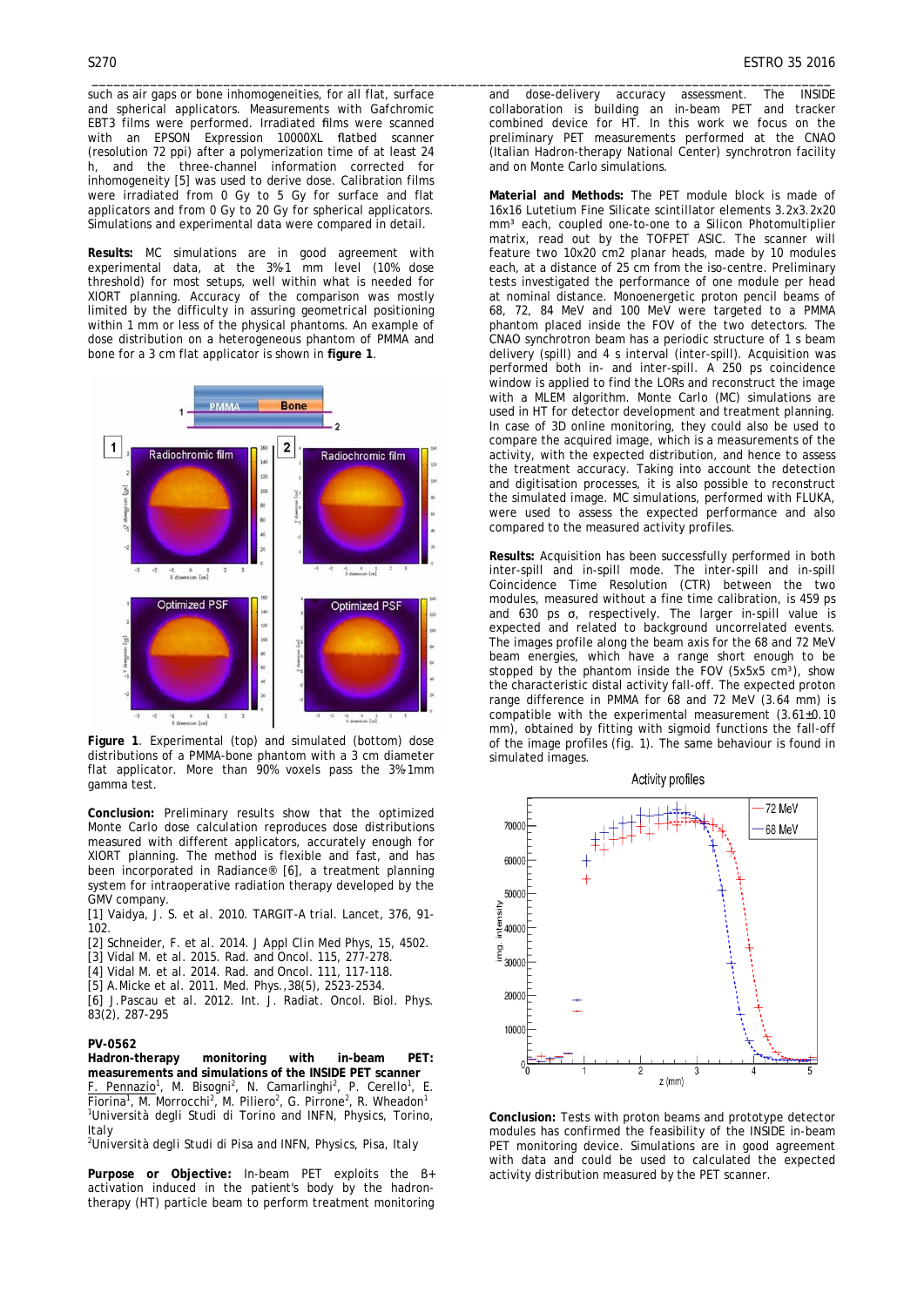such as air gaps or bone inhomogeneities, for all flat, surface and spherical applicators. Measurements with Gafchromic EBT3 films were performed. Irradiated films were scanned with an EPSON Expression 10000XL flatbed scanner (resolution 72 ppi) after a polymerization time of at least 24 h, and the three-channel information corrected for inhomogeneity [5] was used to derive dose. Calibration films were irradiated from 0 Gy to 5 Gy for surface and flat applicators and from 0 Gy to 20 Gy for spherical applicators. Simulations and experimental data were compared in detail.

**Results:** MC simulations are in good agreement with experimental data, at the 3%-1 mm level (10% dose threshold) for most setups, well within what is needed for XIORT planning. Accuracy of the comparison was mostly limited by the difficulty in assuring geometrical positioning within 1 mm or less of the physical phantoms. An example of dose distribution on a heterogeneous phantom of PMMA and bone for a 3 cm flat applicator is shown in **figure 1**.

PMMA
Bone
1
2
1
Radiochromic film
2
Radiochromic film
Optimized PSF
Optimized PSF

**Figure 1**. Experimental (top) and simulated (bottom) dose distributions of a PMMA-bone phantom with a 3 cm diameter flat applicator. More than 90% voxels pass the 3%-1mm gamma test.

**Conclusion:** Preliminary results show that the optimized Monte Carlo dose calculation reproduces dose distributions measured with different applicators, accurately enough for XIORT planning. The method is flexible and fast, and has been incorporated in Radiance® [6], a treatment planning system for intraoperative radiation therapy developed by the GMV company.

[1] Vaidya, J. S. et al. 2010. TARGIT-A trial. Lancet, 376, 91-102.
[2] Schneider, F. et al. 2014. J Appl Clin Med Phys, 15, 4502.
[3] Vidal M. et al. 2015. Rad. and Oncol. 115, 277-278.
[4] Vidal M. et al. 2014. Rad. and Oncol. 111, 117-118.
[5] A.Micke et al. 2011. Med. Phys.,38(5), 2523-2534.
[6] J.Pascau et al. 2012. Int. J. Radiat. Oncol. Biol. Phys. 83(2), 287-295

## PV-0562

**Hadron-therapy monitoring with in-beam PET: measurements and simulations of the INSIDE PET scanner**

F. Pennazio[1], M. Bisogni[2], N. Camarlinghi[2], P. Cerello[1], E. Fiorina[1], M. Morrocchi[2], M. Piliero[2], G. Pirrone[2], R. Wheadon[1]

[1]Università degli Studi di Torino and INFN, Physics, Torino, Italy

[2]Università degli Studi di Pisa and INFN, Physics, Pisa, Italy

**Purpose or Objective:** In-beam PET exploits the β+ activation induced in the patient's body by the hadron-therapy (HT) particle beam to perform treatment monitoring and dose-delivery accuracy assessment. The INSIDE collaboration is building an in-beam PET and tracker combined device for HT. In this work we focus on the preliminary PET measurements performed at the CNAO (Italian Hadron-therapy National Center) synchrotron facility and on Monte Carlo simulations.

**Material and Methods:** The PET module block is made of 16x16 Lutetium Fine Silicate scintillator elements 3.2x3.2x20 mm³ each, coupled one-to-one to a Silicon Photomultiplier matrix, read out by the TOFPET ASIC. The scanner will feature two 10x20 cm2 planar heads, made by 10 modules each, at a distance of 25 cm from the iso-centre. Preliminary tests investigated the performance of one module per head at nominal distance. Monoenergetic proton pencil beams of 68, 72, 84 MeV and 100 MeV were targeted to a PMMA phantom placed inside the FOV of the two detectors. The CNAO synchrotron beam has a periodic structure of 1 s beam delivery (spill) and 4 s interval (inter-spill). Acquisition was performed both in- and inter-spill. A 250 ps coincidence window is applied to find the LORs and reconstruct the image with a MLEM algorithm. Monte Carlo (MC) simulations are used in HT for detector development and treatment planning. In case of 3D online monitoring, they could also be used to compare the acquired image, which is a measurements of the activity, with the expected distribution, and hence to assess the treatment accuracy. Taking into account the detection and digitisation processes, it is also possible to reconstruct the simulated image. MC simulations, performed with FLUKA, were used to assess the expected performance and also compared to the measured activity profiles.

**Results:** Acquisition has been successfully performed in both inter-spill and in-spill mode. The inter-spill and in-spill Coincidence Time Resolution (CTR) between the two modules, measured without a fine time calibration, is 459 ps and 630 ps σ, respectively. The larger in-spill value is expected and related to background uncorrelated events. The images profile along the beam axis for the 68 and 72 MeV beam energies, which have a range short enough to be stopped by the phantom inside the FOV (5x5x5 cm³), show the characteristic distal activity fall-off. The expected proton range difference in PMMA for 68 and 72 MeV (3.64 mm) is compatible with the experimental measurement (3.61±0.10 mm), obtained by fitting with sigmoid functions the fall-off of the image profiles (fig. 1). The same behaviour is found in simulated images.

Activity profiles
72 MeV
68 MeV
Img. intensity
z (mm)

**Conclusion:** Tests with proton beams and prototype detector modules has confirmed the feasibility of the INSIDE in-beam PET monitoring device. Simulations are in good agreement with data and could be used to calculated the expected activity distribution measured by the PET scanner.